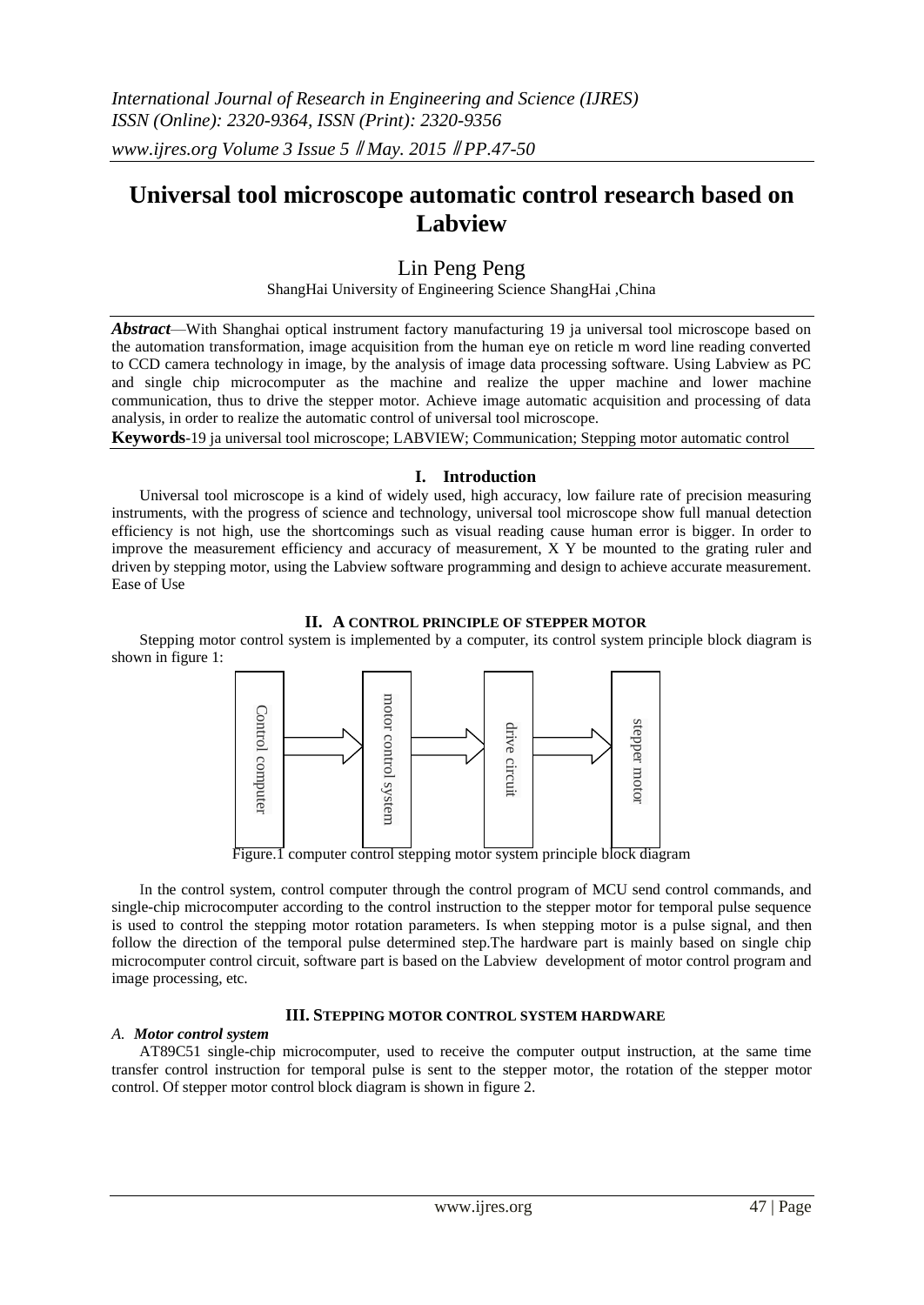# Universal tool microscope automatic control research based on Labview

Lin Peng Peng

ShangHai University of Engineering Science ShangHai ,China

***Abstract***—With Shanghai optical instrument factory manufacturing 19 ja universal tool microscope based on the automation transformation, image acquisition from the human eye on reticle m word line reading converted to CCD camera technology in image, by the analysis of image data processing software. Using Labview as PC and single chip microcomputer as the machine and realize the upper machine and lower machine communication, thus to drive the stepper motor. Achieve image automatic acquisition and processing of data analysis, in order to realize the automatic control of universal tool microscope.

**Keywords**-19 ja universal tool microscope; LABVIEW; Communication; Stepping motor automatic control

## I. Introduction

Universal tool microscope is a kind of widely used, high accuracy, low failure rate of precision measuring instruments, with the progress of science and technology, universal tool microscope show full manual detection efficiency is not high, use the shortcomings such as visual reading cause human error is bigger. In order to improve the measurement efficiency and accuracy of measurement, X Y be mounted to the grating ruler and driven by stepping motor, using the Labview software programming and design to achieve accurate measurement. Ease of Use

## II. A CONTROL PRINCIPLE OF STEPPER MOTOR

Stepping motor control system is implemented by a computer, its control system principle block diagram is shown in figure 1:

Control computer → motor control system → drive circuit → stepper motor

Figure.1 computer control stepping motor system principle block diagram

In the control system, control computer through the control program of MCU send control commands, and single-chip microcomputer according to the control instruction to the stepper motor for temporal pulse sequence is used to control the stepping motor rotation parameters. Is when stepping motor is a pulse signal, and then follow the direction of the temporal pulse determined step.The hardware part is mainly based on single chip microcomputer control circuit, software part is based on the Labview development of motor control program and image processing, etc.

## III. STEPPING MOTOR CONTROL SYSTEM HARDWARE

### *A. Motor control system*

AT89C51 single-chip microcomputer, used to receive the computer output instruction, at the same time transfer control instruction for temporal pulse is sent to the stepper motor, the rotation of the stepper motor control. Of stepper motor control block diagram is shown in figure 2.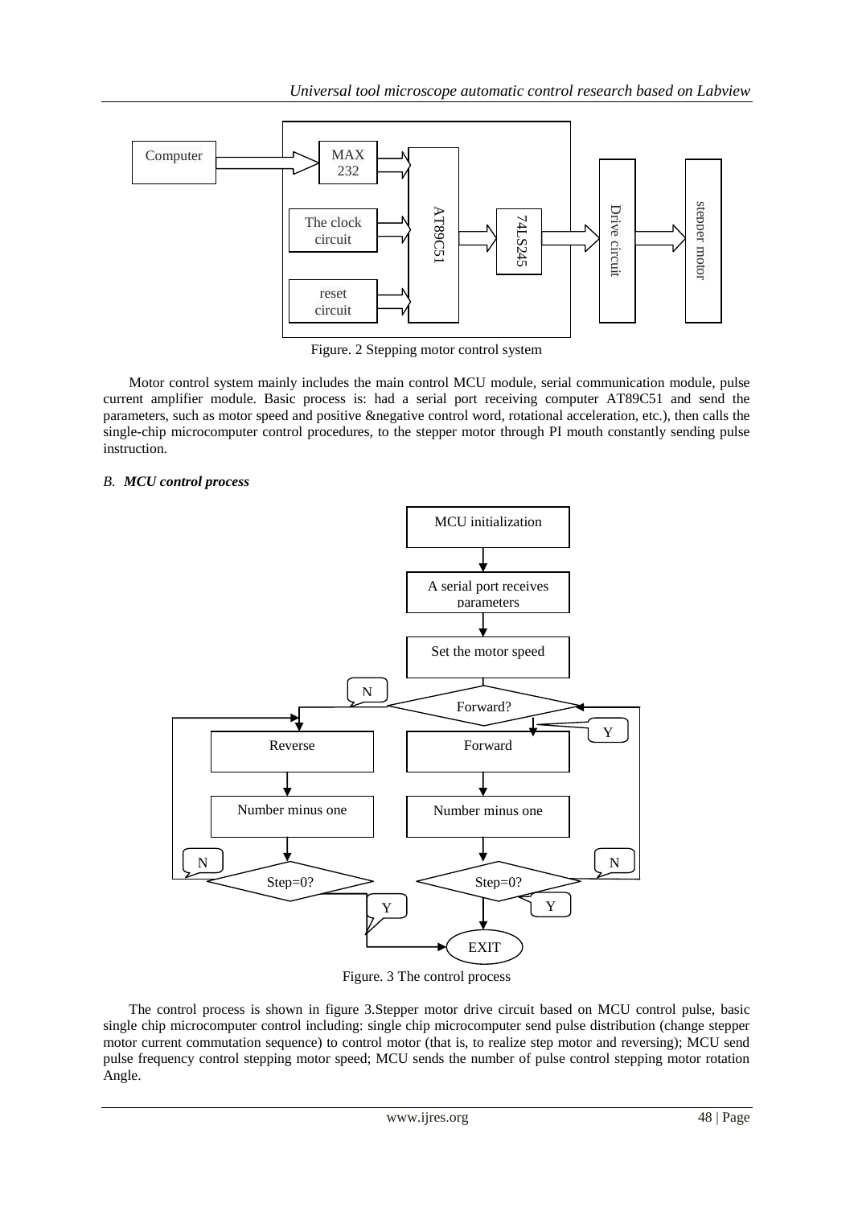Figure. 2 Stepping motor control system

Motor control system mainly includes the main control MCU module, serial communication module, pulse current amplifier module. Basic process is: had a serial port receiving computer AT89C51 and send the parameters, such as motor speed and positive &negative control word, rotational acceleration, etc.), then calls the single-chip microcomputer control procedures, to the stepper motor through PI mouth constantly sending pulse instruction.

### *B. MCU control process*

Figure. 3 The control process

The control process is shown in figure 3.Stepper motor drive circuit based on MCU control pulse, basic single chip microcomputer control including: single chip microcomputer send pulse distribution (change stepper motor current commutation sequence) to control motor (that is, to realize step motor and reversing); MCU send pulse frequency control stepping motor speed; MCU sends the number of pulse control stepping motor rotation Angle.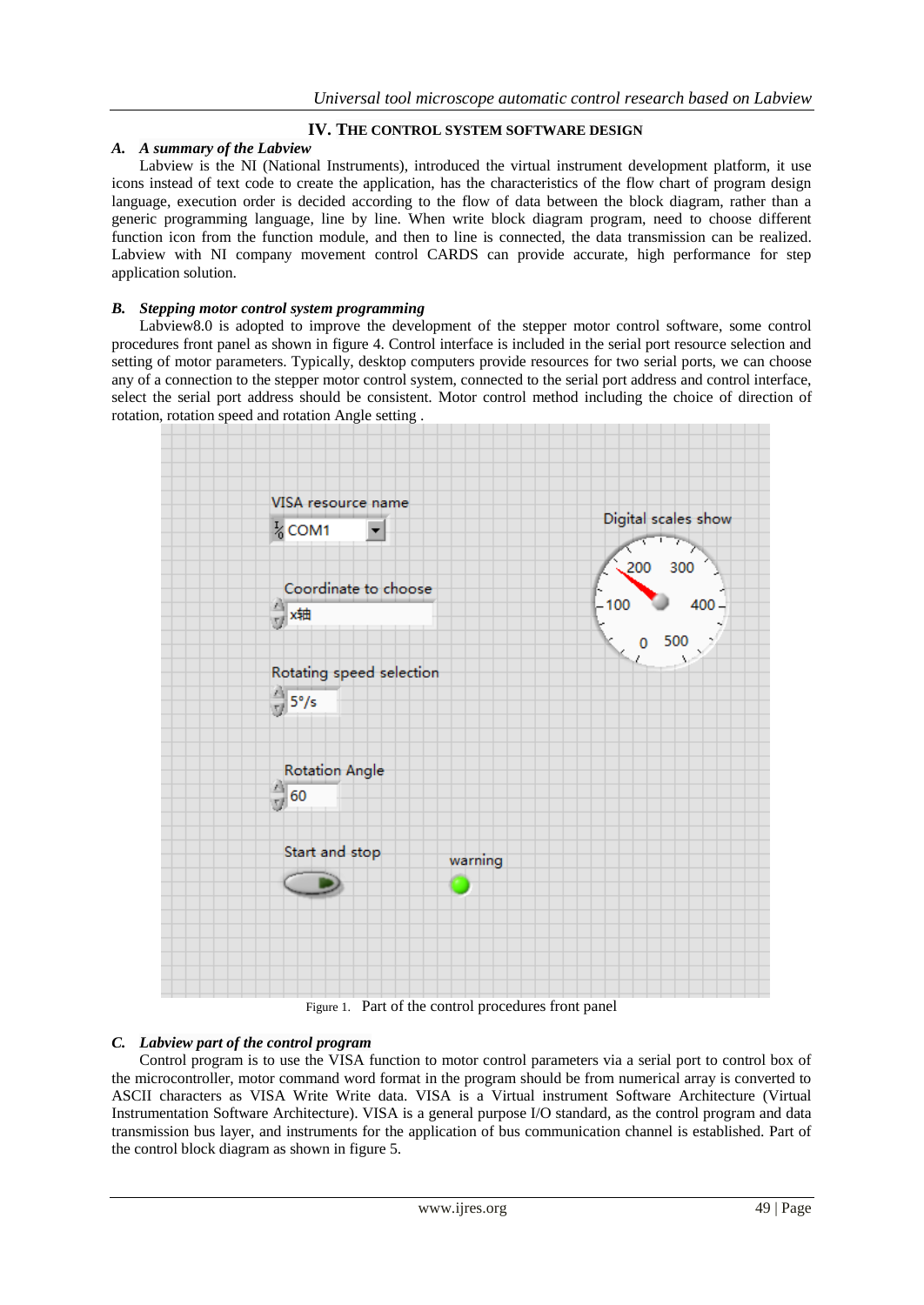## IV. THE CONTROL SYSTEM SOFTWARE DESIGN

### *A. A summary of the Labview*

Labview is the NI (National Instruments), introduced the virtual instrument development platform, it use icons instead of text code to create the application, has the characteristics of the flow chart of program design language, execution order is decided according to the flow of data between the block diagram, rather than a generic programming language, line by line. When write block diagram program, need to choose different function icon from the function module, and then to line is connected, the data transmission can be realized. Labview with NI company movement control CARDS can provide accurate, high performance for step application solution.

### *B. Stepping motor control system programming*

Labview8.0 is adopted to improve the development of the stepper motor control software, some control procedures front panel as shown in figure 4. Control interface is included in the serial port resource selection and setting of motor parameters. Typically, desktop computers provide resources for two serial ports, we can choose any of a connection to the stepper motor control system, connected to the serial port address and control interface, select the serial port address should be consistent. Motor control method including the choice of direction of rotation, rotation speed and rotation Angle setting .

VISA resource name

COM1

Coordinate to choose

x轴

Rotating speed selection

5°/s

Rotation Angle

60

Start and stop

warning

Digital scales show

0 100 200 300 400 500

Figure 1. Part of the control procedures front panel

### *C. Labview part of the control program*

Control program is to use the VISA function to motor control parameters via a serial port to control box of the microcontroller, motor command word format in the program should be from numerical array is converted to ASCII characters as VISA Write Write data. VISA is a Virtual instrument Software Architecture (Virtual Instrumentation Software Architecture). VISA is a general purpose I/O standard, as the control program and data transmission bus layer, and instruments for the application of bus communication channel is established. Part of the control block diagram as shown in figure 5.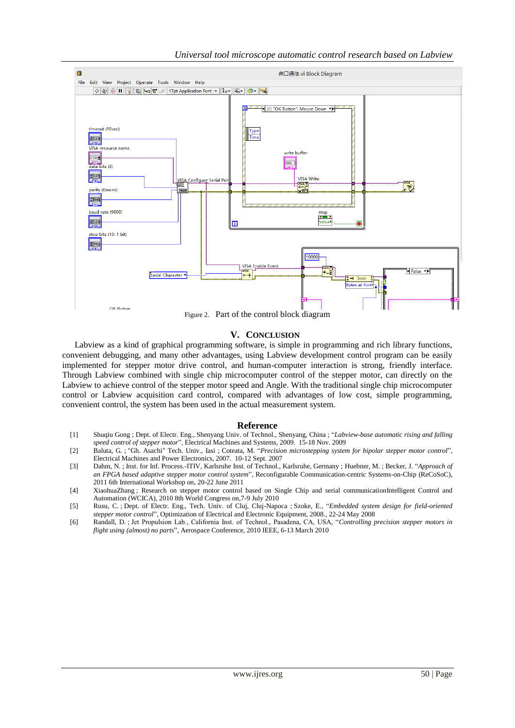Figure 2. Part of the control block diagram

## V. CONCLUSION

Labview as a kind of graphical programming software, is simple in programming and rich library functions, convenient debugging, and many other advantages, using Labview development control program can be easily implemented for stepper motor drive control, and human-computer interaction is strong, friendly interface. Through Labview combined with single chip microcomputer control of the stepper motor, can directly on the Labview to achieve control of the stepper motor speed and Angle. With the traditional single chip microcomputer control or Labview acquisition card control, compared with advantages of low cost, simple programming, convenient control, the system has been used in the actual measurement system.

## Reference

[1] Shuqiu Gong ; Dept. of Electr. Eng., Shenyang Univ. of Technol., Shenyang, China ; "*Labview-base automatic rising and falling speed control of stepper motor*", Electrical Machines and Systems, 2009. 15-18 Nov. 2009

[2] Baluta, G. ; "Gh. Asachi" Tech. Univ., Iasi ; Coteata, M. "*Precision microstepping system for bipolar stepper motor control*", Electrical Machines and Power Electronics, 2007. 10-12 Sept. 2007

[3] Dahm, N. ; Inst. for Inf. Process.-ITIV, Karlsruhe Inst. of Technol., Karlsruhe, Germany ; Huebner, M. ; Becker, J. "*Approach of an FPGA based adaptive stepper motor control system*", Reconfigurable Communication-centric Systems-on-Chip (ReCoSoC), 2011 6th International Workshop on, 20-22 June 2011

[4] XiaohuaZhang ; Research on stepper motor control based on Single Chip and serial communicationIntelligent Control and Automation (WCICA), 2010 8th World Congress on,7-9 July 2010

[5] Rusu, C. ; Dept. of Electr. Eng., Tech. Univ. of Cluj, Cluj-Napoca ; Szoke, E., "*Embedded system design for field-oriented stepper motor control*", Optimization of Electrical and Electronic Equipment, 2008., 22-24 May 2008

[6] Randall, D. ; Jet Propulsion Lab., California Inst. of Technol., Pasadena, CA, USA, "*Controlling precision stepper motors in flight using (almost) no parts*", Aerospace Conference, 2010 IEEE, 6-13 March 2010